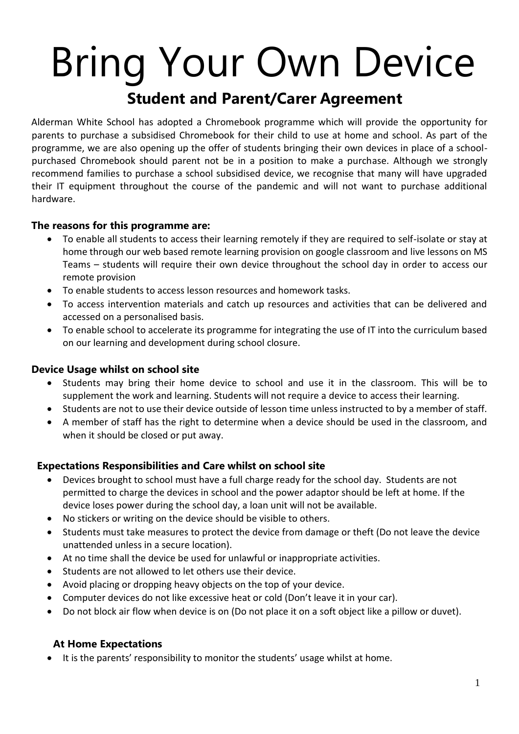# Bring Your Own Device

## Student and Parent/Carer Agreement

Alderman White School has adopted a Chromebook programme which will provide the opportunity for parents to purchase a subsidised Chromebook for their child to use at home and school. As part of the programme, we are also opening up the offer of students bringing their own devices in place of a school-purchased Chromebook should parent not be in a position to make a purchase. Although we strongly recommend families to purchase a school subsidised device, we recognise that many will have upgraded their IT equipment throughout the course of the pandemic and will not want to purchase additional hardware.

### The reasons for this programme are:

- To enable all students to access their learning remotely if they are required to self-isolate or stay at home through our web based remote learning provision on google classroom and live lessons on MS Teams – students will require their own device throughout the school day in order to access our remote provision
- To enable students to access lesson resources and homework tasks.
- To access intervention materials and catch up resources and activities that can be delivered and accessed on a personalised basis.
- To enable school to accelerate its programme for integrating the use of IT into the curriculum based on our learning and development during school closure.

### Device Usage whilst on school site

- Students may bring their home device to school and use it in the classroom. This will be to supplement the work and learning. Students will not require a device to access their learning.
- Students are not to use their device outside of lesson time unless instructed to by a member of staff.
- A member of staff has the right to determine when a device should be used in the classroom, and when it should be closed or put away.

### Expectations Responsibilities and Care whilst on school site

- Devices brought to school must have a full charge ready for the school day. Students are not permitted to charge the devices in school and the power adaptor should be left at home. If the device loses power during the school day, a loan unit will not be available.
- No stickers or writing on the device should be visible to others.
- Students must take measures to protect the device from damage or theft (Do not leave the device unattended unless in a secure location).
- At no time shall the device be used for unlawful or inappropriate activities.
- Students are not allowed to let others use their device.
- Avoid placing or dropping heavy objects on the top of your device.
- Computer devices do not like excessive heat or cold (Don't leave it in your car).
- Do not block air flow when device is on (Do not place it on a soft object like a pillow or duvet).

### At Home Expectations

- It is the parents' responsibility to monitor the students' usage whilst at home.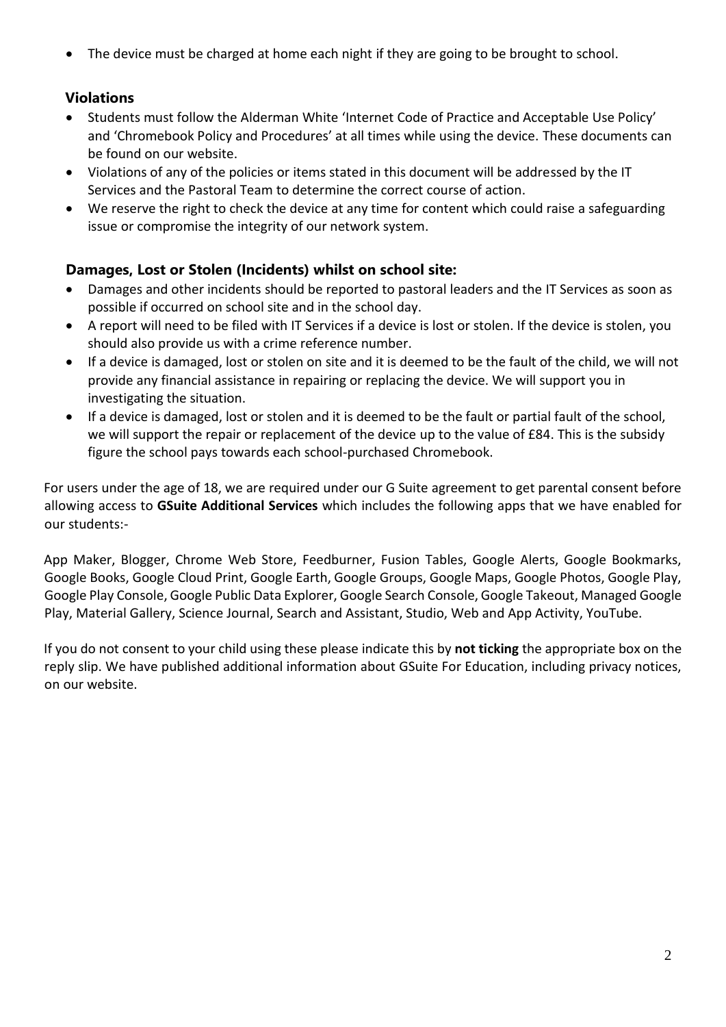- The device must be charged at home each night if they are going to be brought to school.

### Violations

- Students must follow the Alderman White 'Internet Code of Practice and Acceptable Use Policy' and 'Chromebook Policy and Procedures' at all times while using the device. These documents can be found on our website.
- Violations of any of the policies or items stated in this document will be addressed by the IT Services and the Pastoral Team to determine the correct course of action.
- We reserve the right to check the device at any time for content which could raise a safeguarding issue or compromise the integrity of our network system.

### Damages, Lost or Stolen (Incidents) whilst on school site:

- Damages and other incidents should be reported to pastoral leaders and the IT Services as soon as possible if occurred on school site and in the school day.
- A report will need to be filed with IT Services if a device is lost or stolen. If the device is stolen, you should also provide us with a crime reference number.
- If a device is damaged, lost or stolen on site and it is deemed to be the fault of the child, we will not provide any financial assistance in repairing or replacing the device. We will support you in investigating the situation.
- If a device is damaged, lost or stolen and it is deemed to be the fault or partial fault of the school, we will support the repair or replacement of the device up to the value of £84. This is the subsidy figure the school pays towards each school-purchased Chromebook.

For users under the age of 18, we are required under our G Suite agreement to get parental consent before allowing access to **GSuite Additional Services** which includes the following apps that we have enabled for our students:-

App Maker, Blogger, Chrome Web Store, Feedburner, Fusion Tables, Google Alerts, Google Bookmarks, Google Books, Google Cloud Print, Google Earth, Google Groups, Google Maps, Google Photos, Google Play, Google Play Console, Google Public Data Explorer, Google Search Console, Google Takeout, Managed Google Play, Material Gallery, Science Journal, Search and Assistant, Studio, Web and App Activity, YouTube.

If you do not consent to your child using these please indicate this by **not ticking** the appropriate box on the reply slip. We have published additional information about GSuite For Education, including privacy notices, on our website.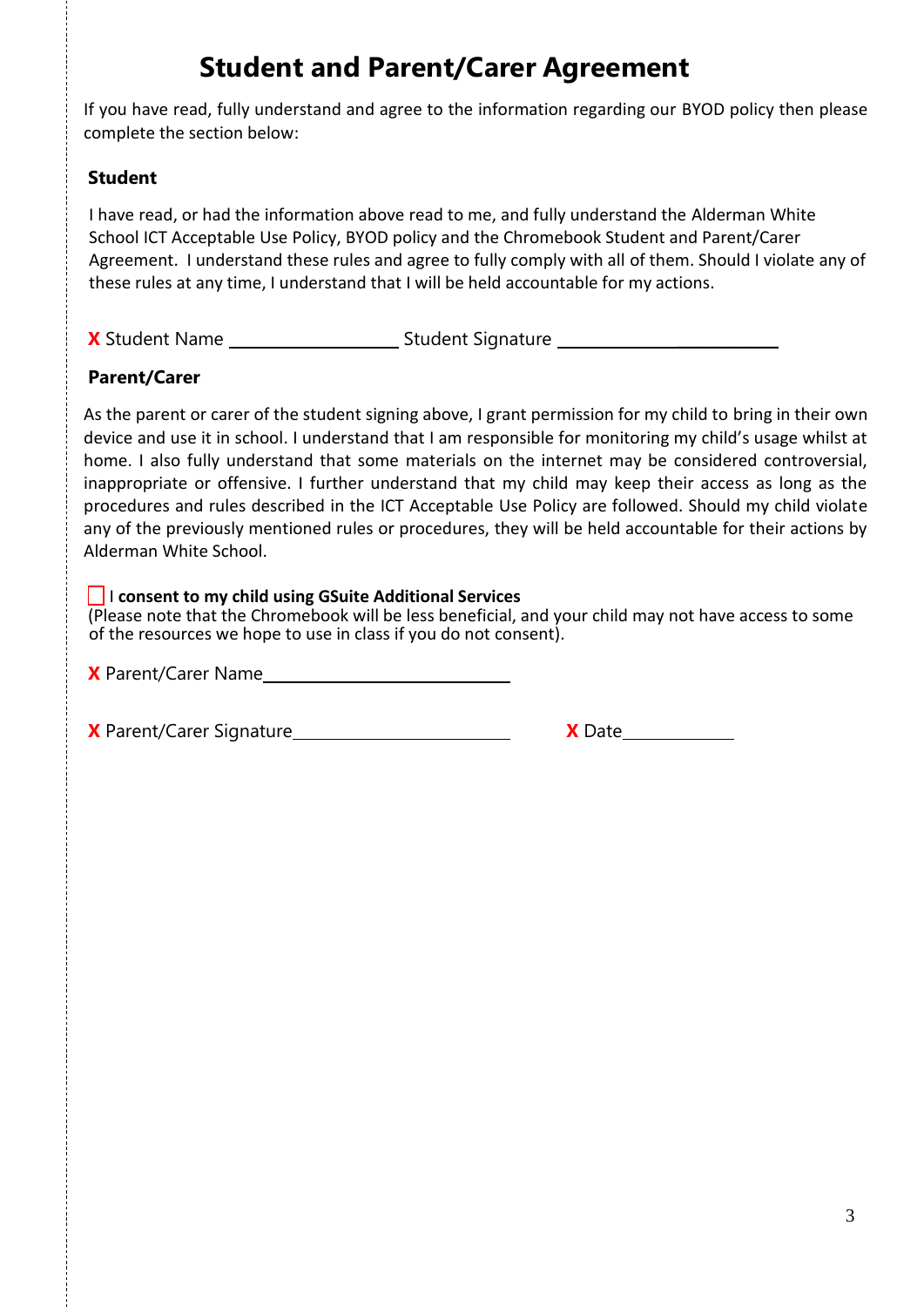# Student and Parent/Carer Agreement

If you have read, fully understand and agree to the information regarding our BYOD policy then please complete the section below:

### Student

I have read, or had the information above read to me, and fully understand the Alderman White School ICT Acceptable Use Policy, BYOD policy and the Chromebook Student and Parent/Carer Agreement. I understand these rules and agree to fully comply with all of them. Should I violate any of these rules at any time, I understand that I will be held accountable for my actions.

**X** Student Name ____________________ Student Signature ____________________

### Parent/Carer

As the parent or carer of the student signing above, I grant permission for my child to bring in their own device and use it in school. I understand that I am responsible for monitoring my child's usage whilst at home. I also fully understand that some materials on the internet may be considered controversial, inappropriate or offensive. I further understand that my child may keep their access as long as the procedures and rules described in the ICT Acceptable Use Policy are followed. Should my child violate any of the previously mentioned rules or procedures, they will be held accountable for their actions by Alderman White School.

☐ I **consent to my child using GSuite Additional Services**
(Please note that the Chromebook will be less beneficial, and your child may not have access to some of the resources we hope to use in class if you do not consent).

**X** Parent/Carer Name____________________________

**X** Parent/Carer Signature________________________ **X** Date____________